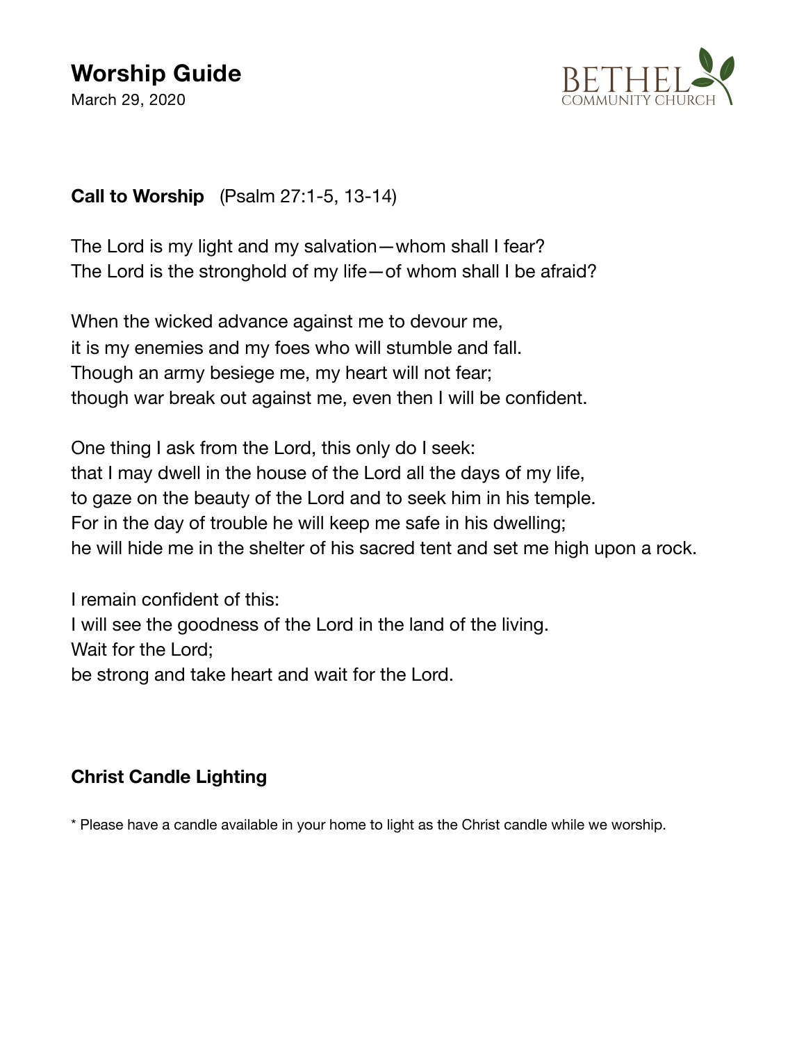# Worship Guide

March 29, 2020

BETHEL COMMUNITY CHURCH

**Call to Worship** (Psalm 27:1-5, 13-14)

The Lord is my light and my salvation—whom shall I fear?
The Lord is the stronghold of my life—of whom shall I be afraid?

When the wicked advance against me to devour me,
it is my enemies and my foes who will stumble and fall.
Though an army besiege me, my heart will not fear;
though war break out against me, even then I will be confident.

One thing I ask from the Lord, this only do I seek:
that I may dwell in the house of the Lord all the days of my life,
to gaze on the beauty of the Lord and to seek him in his temple.
For in the day of trouble he will keep me safe in his dwelling;
he will hide me in the shelter of his sacred tent and set me high upon a rock.

I remain confident of this:
I will see the goodness of the Lord in the land of the living.
Wait for the Lord;
be strong and take heart and wait for the Lord.

**Christ Candle Lighting**

* Please have a candle available in your home to light as the Christ candle while we worship.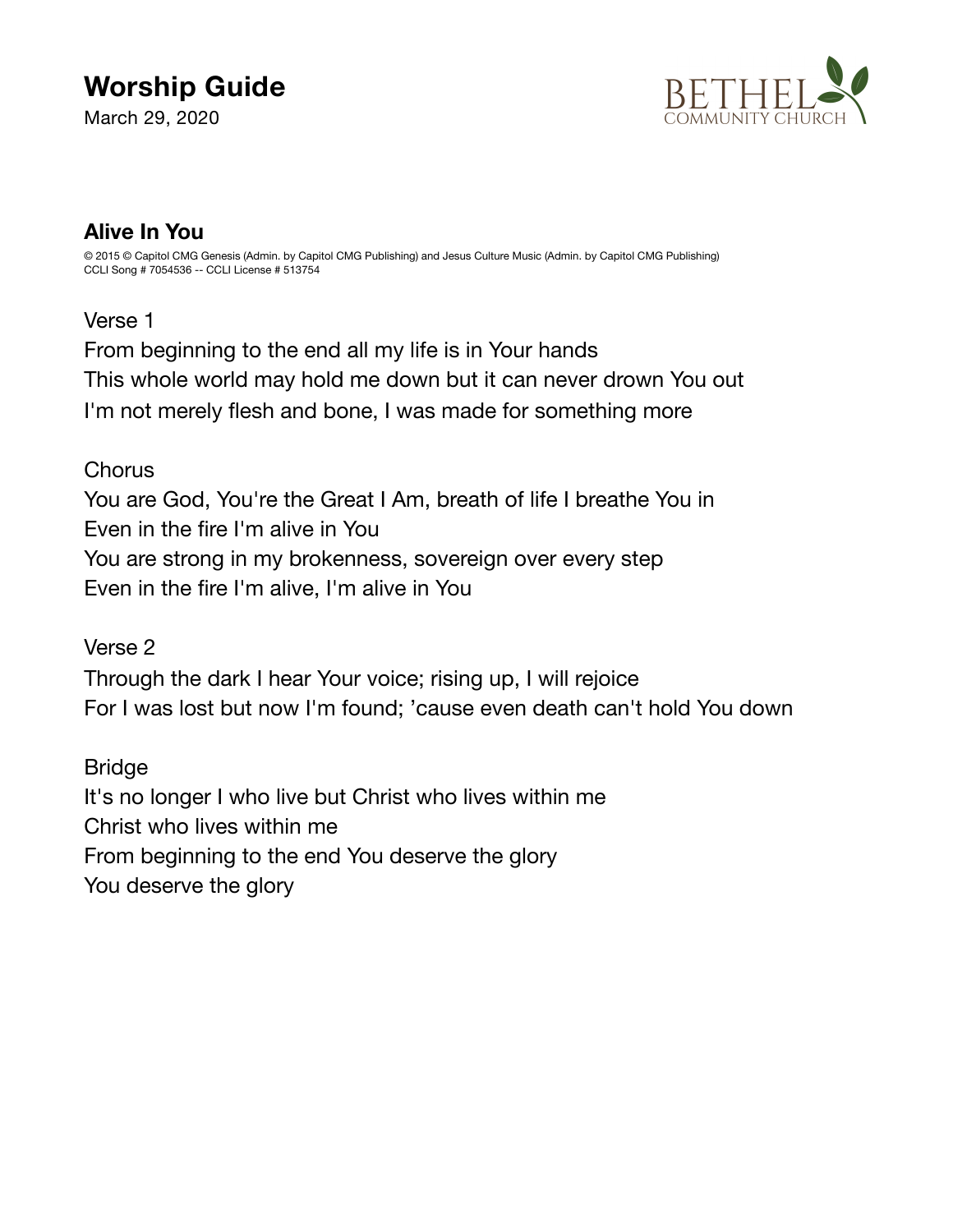## Alive In You

© 2015 © Capitol CMG Genesis (Admin. by Capitol CMG Publishing) and Jesus Culture Music (Admin. by Capitol CMG Publishing)
CCLI Song # 7054536 -- CCLI License # 513754

Verse 1
From beginning to the end all my life is in Your hands
This whole world may hold me down but it can never drown You out
I'm not merely flesh and bone, I was made for something more

Chorus
You are God, You're the Great I Am, breath of life I breathe You in
Even in the fire I'm alive in You
You are strong in my brokenness, sovereign over every step
Even in the fire I'm alive, I'm alive in You

Verse 2
Through the dark I hear Your voice; rising up, I will rejoice
For I was lost but now I'm found; 'cause even death can't hold You down

Bridge
It's no longer I who live but Christ who lives within me
Christ who lives within me
From beginning to the end You deserve the glory
You deserve the glory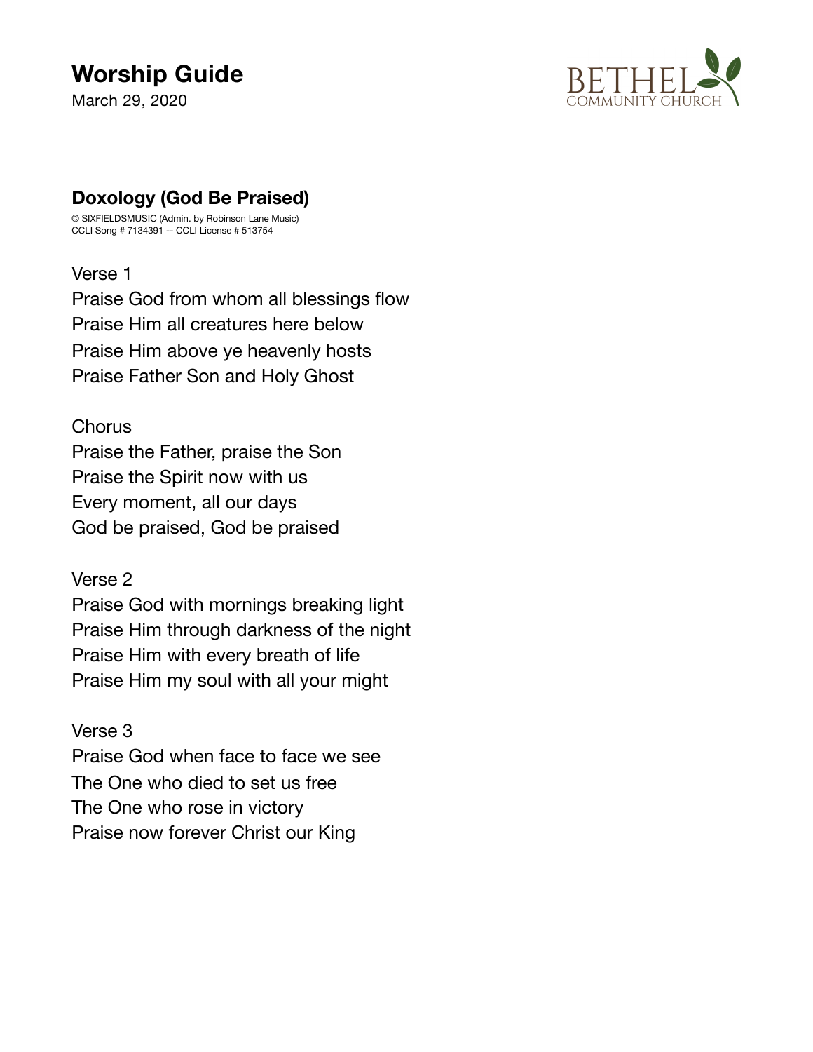# Worship Guide

March 29, 2020

BETHEL
COMMUNITY CHURCH

### Doxology (God Be Praised)

© SIXFIELDSMUSIC (Admin. by Robinson Lane Music)
CCLI Song # 7134391 -- CCLI License # 513754

Verse 1
Praise God from whom all blessings flow
Praise Him all creatures here below
Praise Him above ye heavenly hosts
Praise Father Son and Holy Ghost

Chorus
Praise the Father, praise the Son
Praise the Spirit now with us
Every moment, all our days
God be praised, God be praised

Verse 2
Praise God with mornings breaking light
Praise Him through darkness of the night
Praise Him with every breath of life
Praise Him my soul with all your might

Verse 3
Praise God when face to face we see
The One who died to set us free
The One who rose in victory
Praise now forever Christ our King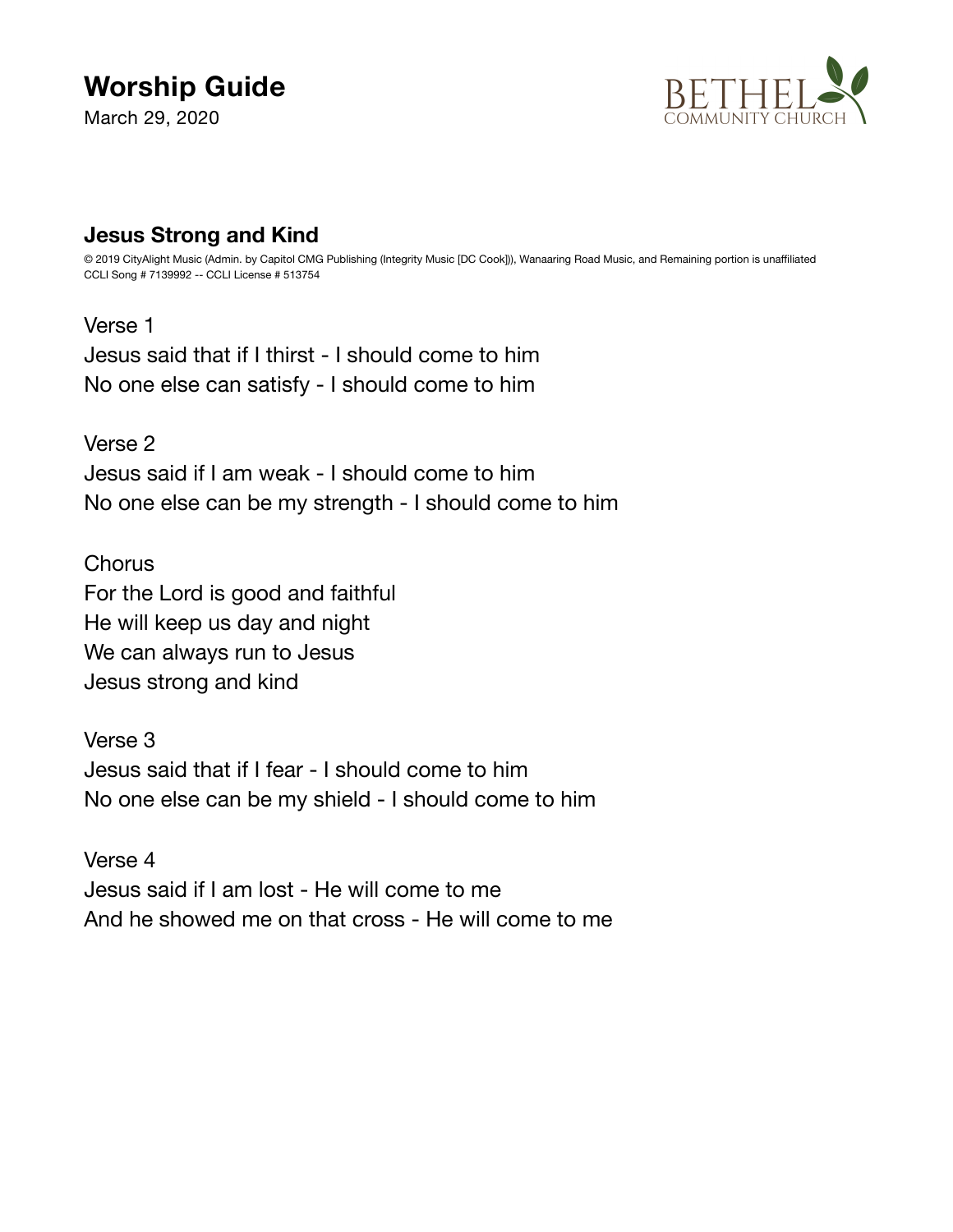# Worship Guide

March 29, 2020

BETHEL
COMMUNITY CHURCH

### Jesus Strong and Kind

© 2019 CityAlight Music (Admin. by Capitol CMG Publishing (Integrity Music [DC Cook])), Wanaaring Road Music, and Remaining portion is unaffiliated
CCLI Song # 7139992 -- CCLI License # 513754

Verse 1
Jesus said that if I thirst - I should come to him
No one else can satisfy - I should come to him

Verse 2
Jesus said if I am weak - I should come to him
No one else can be my strength - I should come to him

Chorus
For the Lord is good and faithful
He will keep us day and night
We can always run to Jesus
Jesus strong and kind

Verse 3
Jesus said that if I fear - I should come to him
No one else can be my shield - I should come to him

Verse 4
Jesus said if I am lost - He will come to me
And he showed me on that cross - He will come to me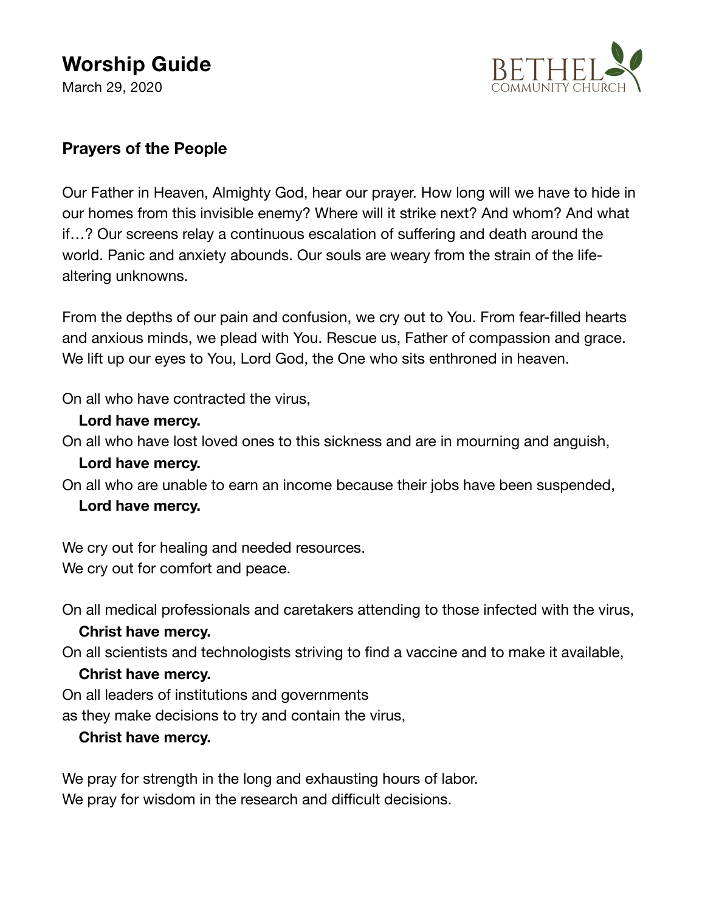# Worship Guide

March 29, 2020

## Prayers of the People

Our Father in Heaven, Almighty God, hear our prayer. How long will we have to hide in our homes from this invisible enemy? Where will it strike next? And whom? And what if…? Our screens relay a continuous escalation of suffering and death around the world. Panic and anxiety abounds. Our souls are weary from the strain of the life-altering unknowns.

From the depths of our pain and confusion, we cry out to You. From fear-filled hearts and anxious minds, we plead with You. Rescue us, Father of compassion and grace. We lift up our eyes to You, Lord God, the One who sits enthroned in heaven.

On all who have contracted the virus,
**Lord have mercy.**
On all who have lost loved ones to this sickness and are in mourning and anguish,
**Lord have mercy.**
On all who are unable to earn an income because their jobs have been suspended,
**Lord have mercy.**

We cry out for healing and needed resources.
We cry out for comfort and peace.

On all medical professionals and caretakers attending to those infected with the virus,
**Christ have mercy.**
On all scientists and technologists striving to find a vaccine and to make it available,
**Christ have mercy.**
On all leaders of institutions and governments
as they make decisions to try and contain the virus,
**Christ have mercy.**

We pray for strength in the long and exhausting hours of labor.
We pray for wisdom in the research and difficult decisions.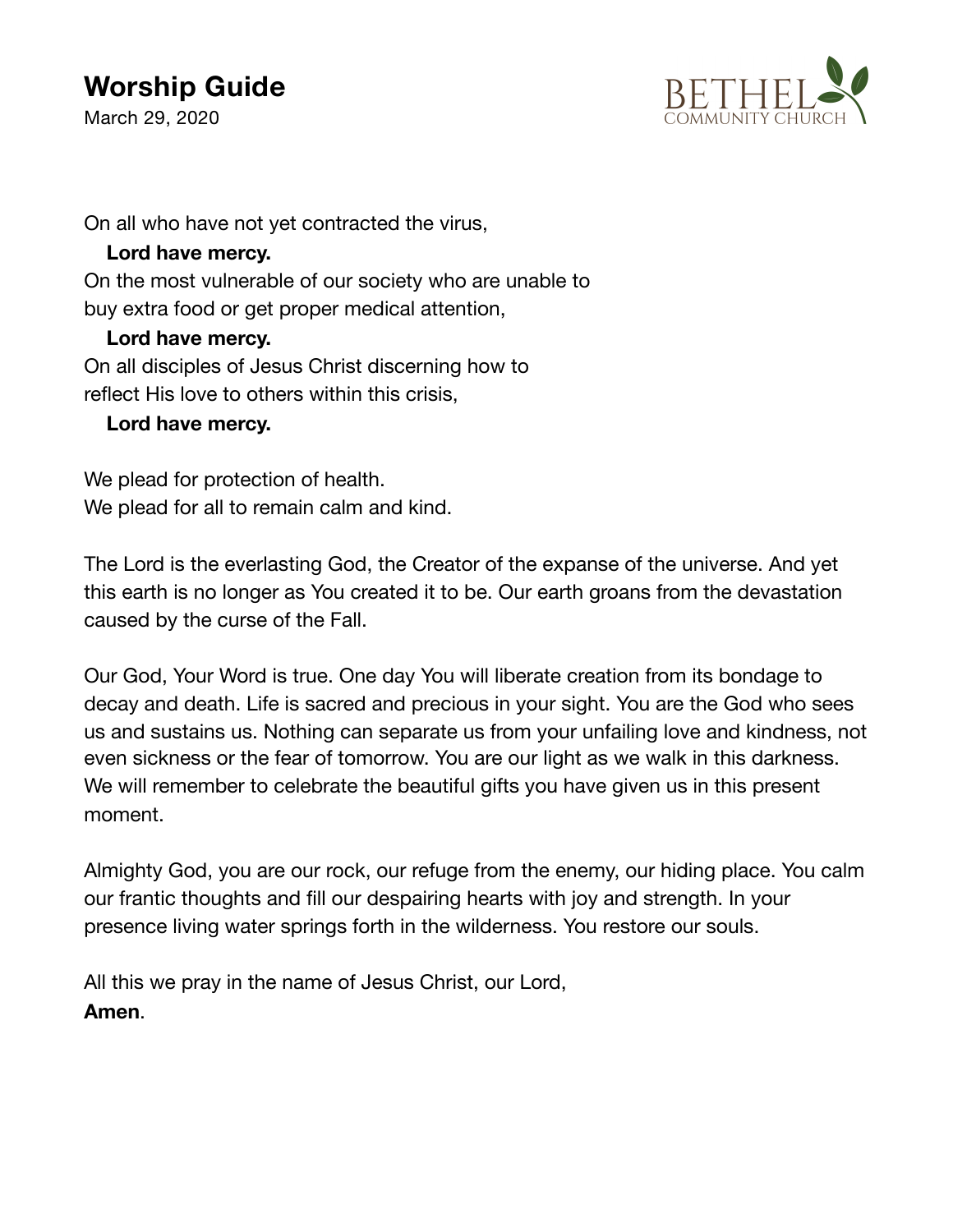On all who have not yet contracted the virus,
**Lord have mercy.**
On the most vulnerable of our society who are unable to buy extra food or get proper medical attention,
**Lord have mercy.**
On all disciples of Jesus Christ discerning how to reflect His love to others within this crisis,
**Lord have mercy.**

We plead for protection of health.
We plead for all to remain calm and kind.

The Lord is the everlasting God, the Creator of the expanse of the universe. And yet this earth is no longer as You created it to be. Our earth groans from the devastation caused by the curse of the Fall.

Our God, Your Word is true. One day You will liberate creation from its bondage to decay and death. Life is sacred and precious in your sight. You are the God who sees us and sustains us. Nothing can separate us from your unfailing love and kindness, not even sickness or the fear of tomorrow. You are our light as we walk in this darkness. We will remember to celebrate the beautiful gifts you have given us in this present moment.

Almighty God, you are our rock, our refuge from the enemy, our hiding place. You calm our frantic thoughts and fill our despairing hearts with joy and strength. In your presence living water springs forth in the wilderness. You restore our souls.

All this we pray in the name of Jesus Christ, our Lord,
**Amen**.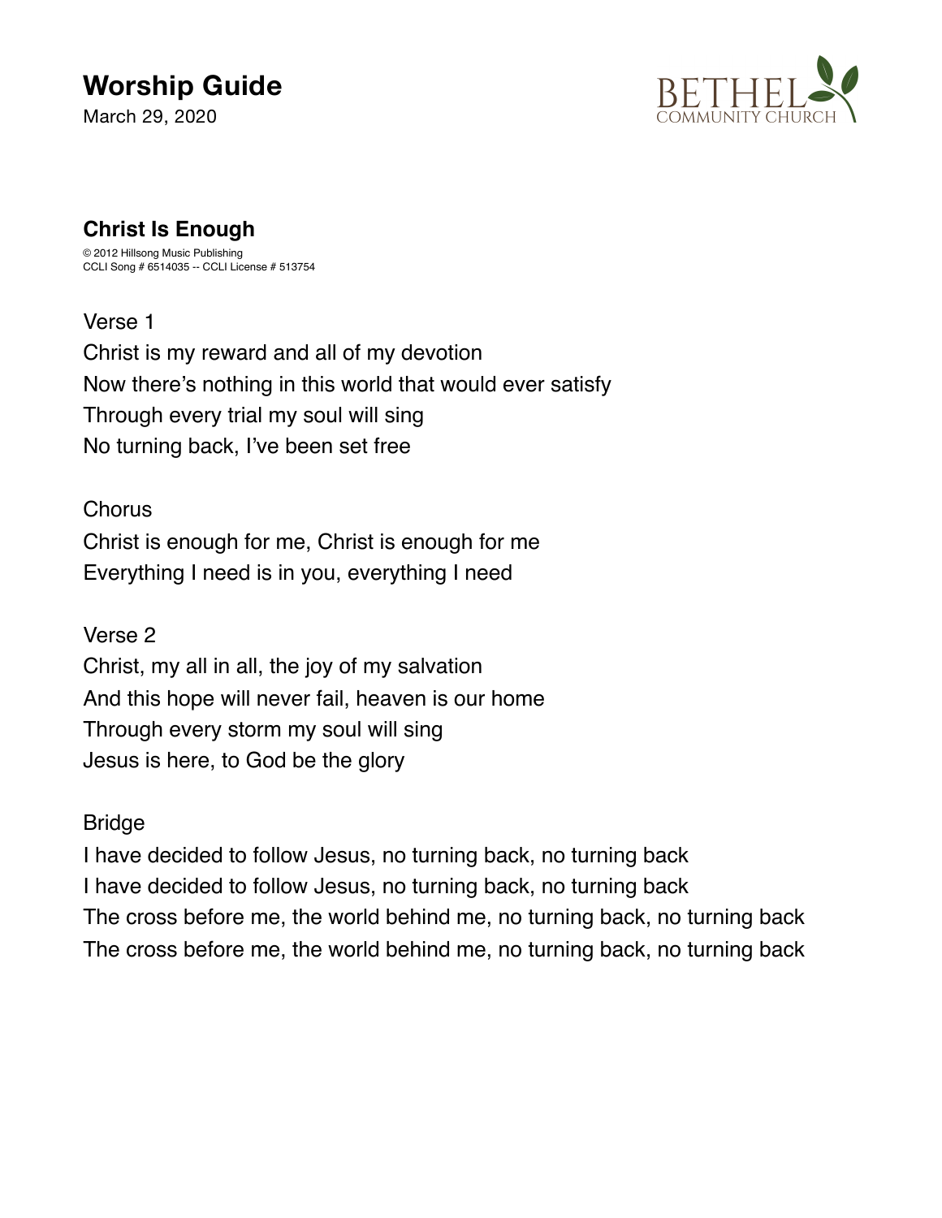# Worship Guide

March 29, 2020

BETHEL
COMMUNITY CHURCH

## Christ Is Enough

© 2012 Hillsong Music Publishing
CCLI Song # 6514035 -- CCLI License # 513754

Verse 1
Christ is my reward and all of my devotion
Now there's nothing in this world that would ever satisfy
Through every trial my soul will sing
No turning back, I've been set free

Chorus
Christ is enough for me, Christ is enough for me
Everything I need is in you, everything I need

Verse 2
Christ, my all in all, the joy of my salvation
And this hope will never fail, heaven is our home
Through every storm my soul will sing
Jesus is here, to God be the glory

Bridge
I have decided to follow Jesus, no turning back, no turning back
I have decided to follow Jesus, no turning back, no turning back
The cross before me, the world behind me, no turning back, no turning back
The cross before me, the world behind me, no turning back, no turning back